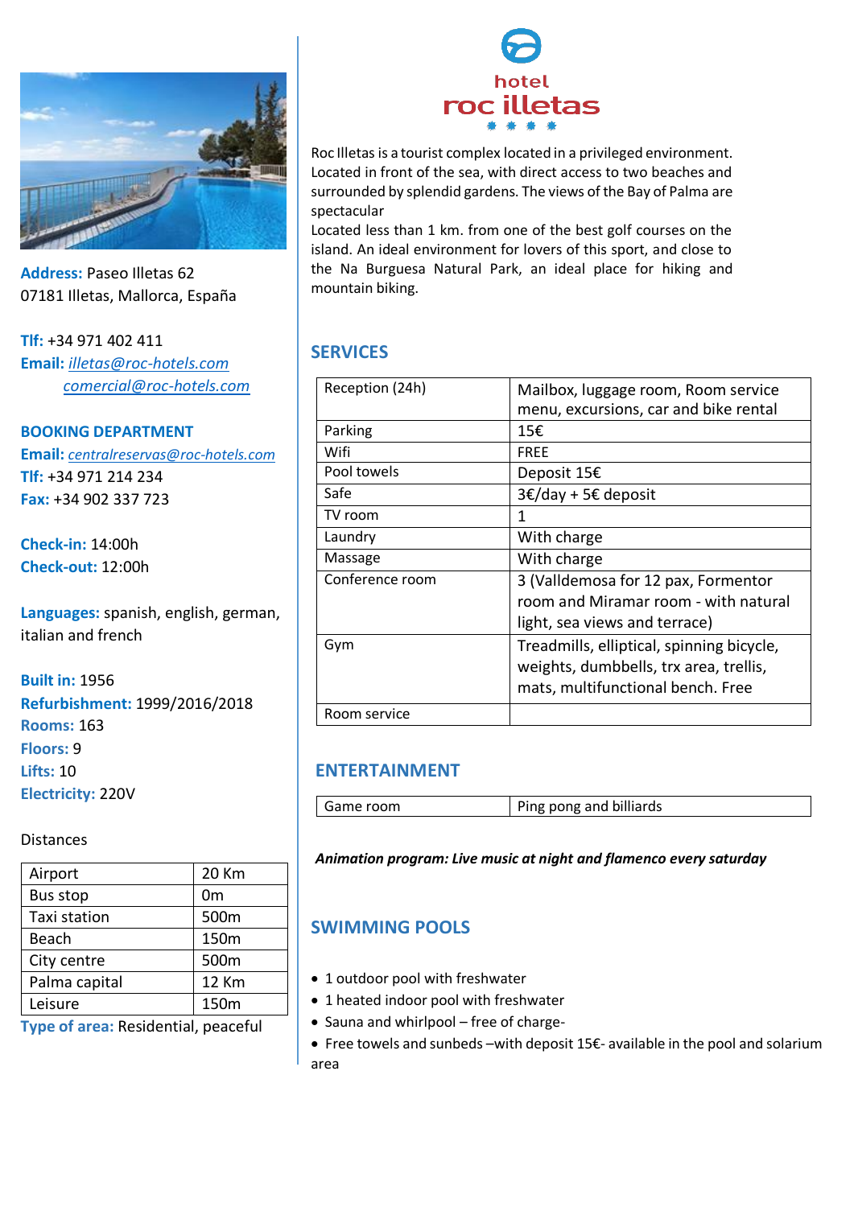**Address:** Paseo Illetas 62
07181 Illetas, Mallorca, España

**Tlf:** +34 971 402 411
**Email:** illetas@roc-hotels.com
comercial@roc-hotels.com

**BOOKING DEPARTMENT**
**Email:** centralreservas@roc-hotels.com
**Tlf:** +34 971 214 234
**Fax:** +34 902 337 723

**Check-in:** 14:00h
**Check-out:** 12:00h

**Languages:** spanish, english, german, italian and french

**Built in:** 1956
**Refurbishment:** 1999/2016/2018
**Rooms:** 163
**Floors:** 9
**Lifts:** 10
**Electricity:** 220V

Distances

| Airport | 20 Km |
|---|---|
| Bus stop | 0m |
| Taxi station | 500m |
| Beach | 150m |
| City centre | 500m |
| Palma capital | 12 Km |
| Leisure | 150m |

**Type of area:** Residential, peaceful

# hotel roc illetas

Roc Illetas is a tourist complex located in a privileged environment. Located in front of the sea, with direct access to two beaches and surrounded by splendid gardens. The views of the Bay of Palma are spectacular
Located less than 1 km. from one of the best golf courses on the island. An ideal environment for lovers of this sport, and close to the Na Burguesa Natural Park, an ideal place for hiking and mountain biking.

## SERVICES

| Reception (24h) | Mailbox, luggage room, Room service menu, excursions, car and bike rental |
|---|---|
| Parking | 15€ |
| Wifi | FREE |
| Pool towels | Deposit 15€ |
| Safe | 3€/day + 5€ deposit |
| TV room | 1 |
| Laundry | With charge |
| Massage | With charge |
| Conference room | 3 (Valldemosa for 12 pax, Formentor room and Miramar room - with natural light, sea views and terrace) |
| Gym | Treadmills, elliptical, spinning bicycle, weights, dumbbells, trx area, trellis, mats, multifunctional bench. Free |
| Room service | |

## ENTERTAINMENT

| Game room | Ping pong and billiards |
|---|---|

***Animation program: Live music at night and flamenco every saturday***

## SWIMMING POOLS

- 1 outdoor pool with freshwater
- 1 heated indoor pool with freshwater
- Sauna and whirlpool – free of charge-
- Free towels and sunbeds –with deposit 15€- available in the pool and solarium area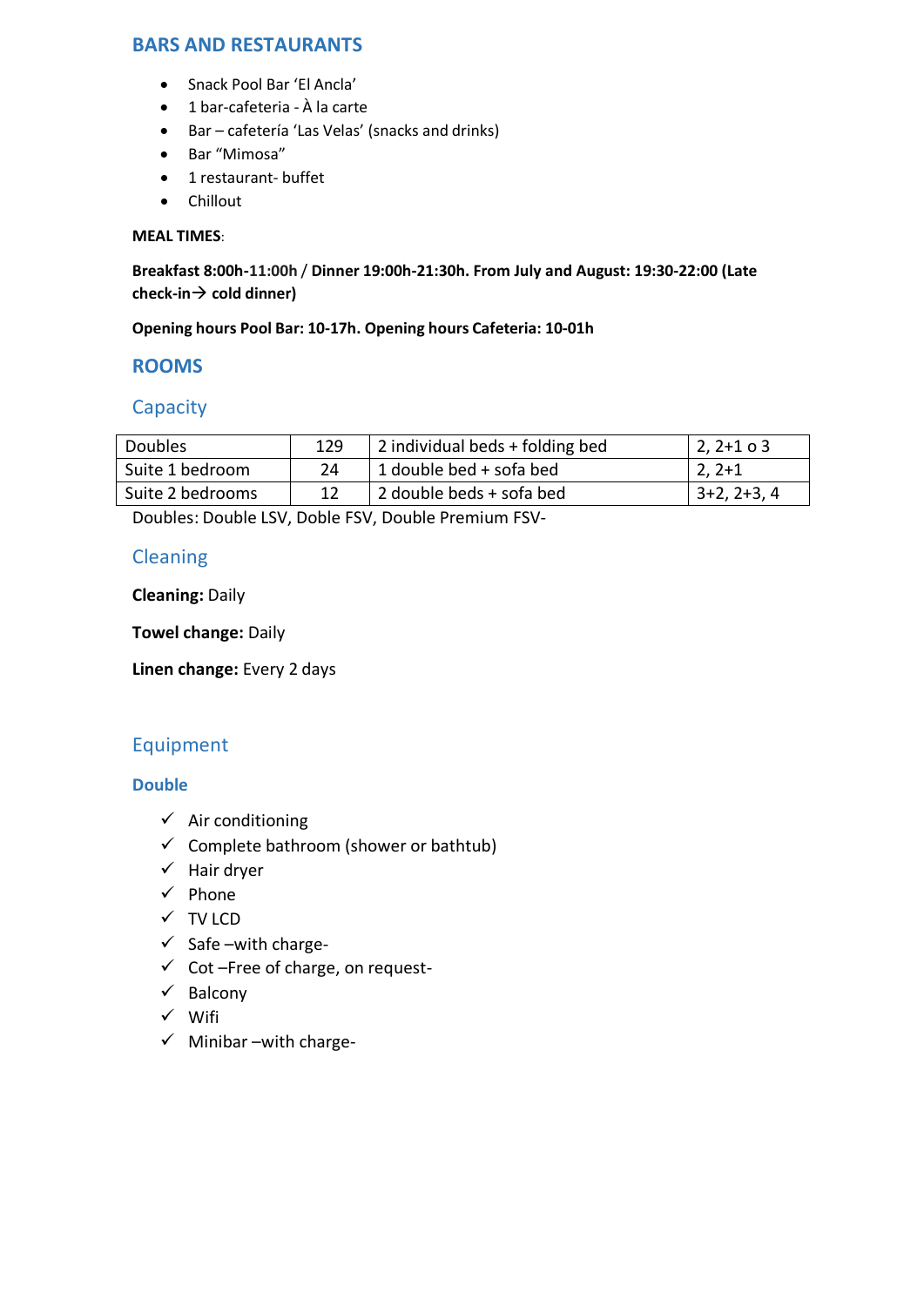## BARS AND RESTAURANTS

- Snack Pool Bar 'El Ancla'
- 1 bar-cafeteria - À la carte
- Bar – cafetería 'Las Velas' (snacks and drinks)
- Bar "Mimosa"
- 1 restaurant- buffet
- Chillout

**MEAL TIMES**:

**Breakfast 8:00h-11:00h** / **Dinner 19:00h-21:30h. From July and August: 19:30-22:00 (Late check-in→ cold dinner)**

**Opening hours Pool Bar: 10-17h. Opening hours Cafeteria: 10-01h**

## ROOMS

### Capacity

| | | | |
|---|---|---|---|
| Doubles | 129 | 2 individual beds + folding bed | 2, 2+1 o 3 |
| Suite 1 bedroom | 24 | 1 double bed + sofa bed | 2, 2+1 |
| Suite 2 bedrooms | 12 | 2 double beds + sofa bed | 3+2, 2+3, 4 |

Doubles: Double LSV, Doble FSV, Double Premium FSV-

### Cleaning

**Cleaning:** Daily

**Towel change:** Daily

**Linen change:** Every 2 days

### Equipment

#### Double

- ✓ Air conditioning
- ✓ Complete bathroom (shower or bathtub)
- ✓ Hair dryer
- ✓ Phone
- ✓ TV LCD
- ✓ Safe –with charge-
- ✓ Cot –Free of charge, on request-
- ✓ Balcony
- ✓ Wifi
- ✓ Minibar –with charge-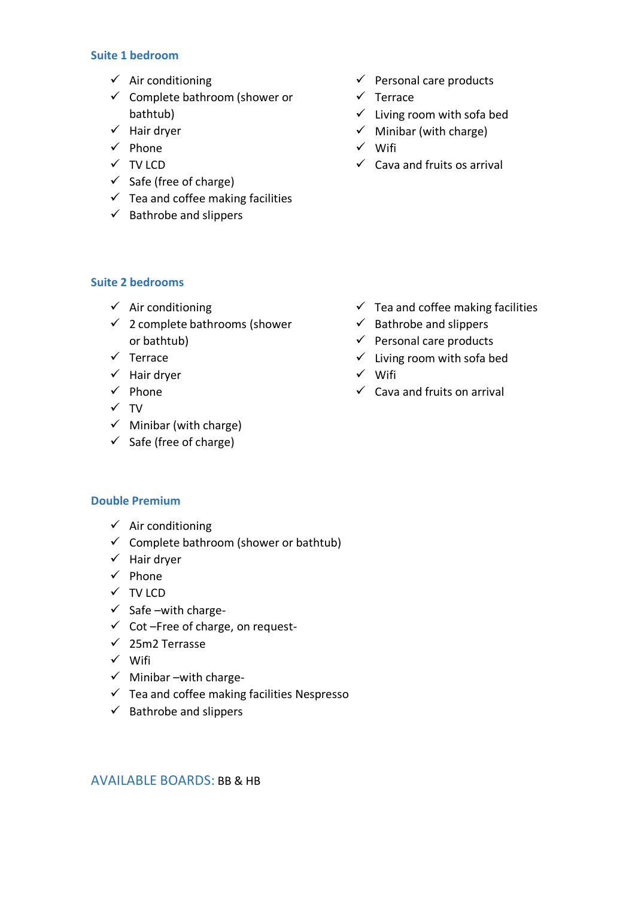## Suite 1 bedroom

- ✓ Air conditioning
- ✓ Complete bathroom (shower or bathtub)
- ✓ Hair dryer
- ✓ Phone
- ✓ TV LCD
- ✓ Safe (free of charge)
- ✓ Tea and coffee making facilities
- ✓ Bathrobe and slippers
- ✓ Personal care products
- ✓ Terrace
- ✓ Living room with sofa bed
- ✓ Minibar (with charge)
- ✓ Wifi
- ✓ Cava and fruits os arrival

## Suite 2 bedrooms

- ✓ Air conditioning
- ✓ 2 complete bathrooms (shower or bathtub)
- ✓ Terrace
- ✓ Hair dryer
- ✓ Phone
- ✓ TV
- ✓ Minibar (with charge)
- ✓ Safe (free of charge)
- ✓ Tea and coffee making facilities
- ✓ Bathrobe and slippers
- ✓ Personal care products
- ✓ Living room with sofa bed
- ✓ Wifi
- ✓ Cava and fruits on arrival

## Double Premium

- ✓ Air conditioning
- ✓ Complete bathroom (shower or bathtub)
- ✓ Hair dryer
- ✓ Phone
- ✓ TV LCD
- ✓ Safe –with charge-
- ✓ Cot –Free of charge, on request-
- ✓ 25m2 Terrasse
- ✓ Wifi
- ✓ Minibar –with charge-
- ✓ Tea and coffee making facilities Nespresso
- ✓ Bathrobe and slippers

AVAILABLE BOARDS: BB & HB